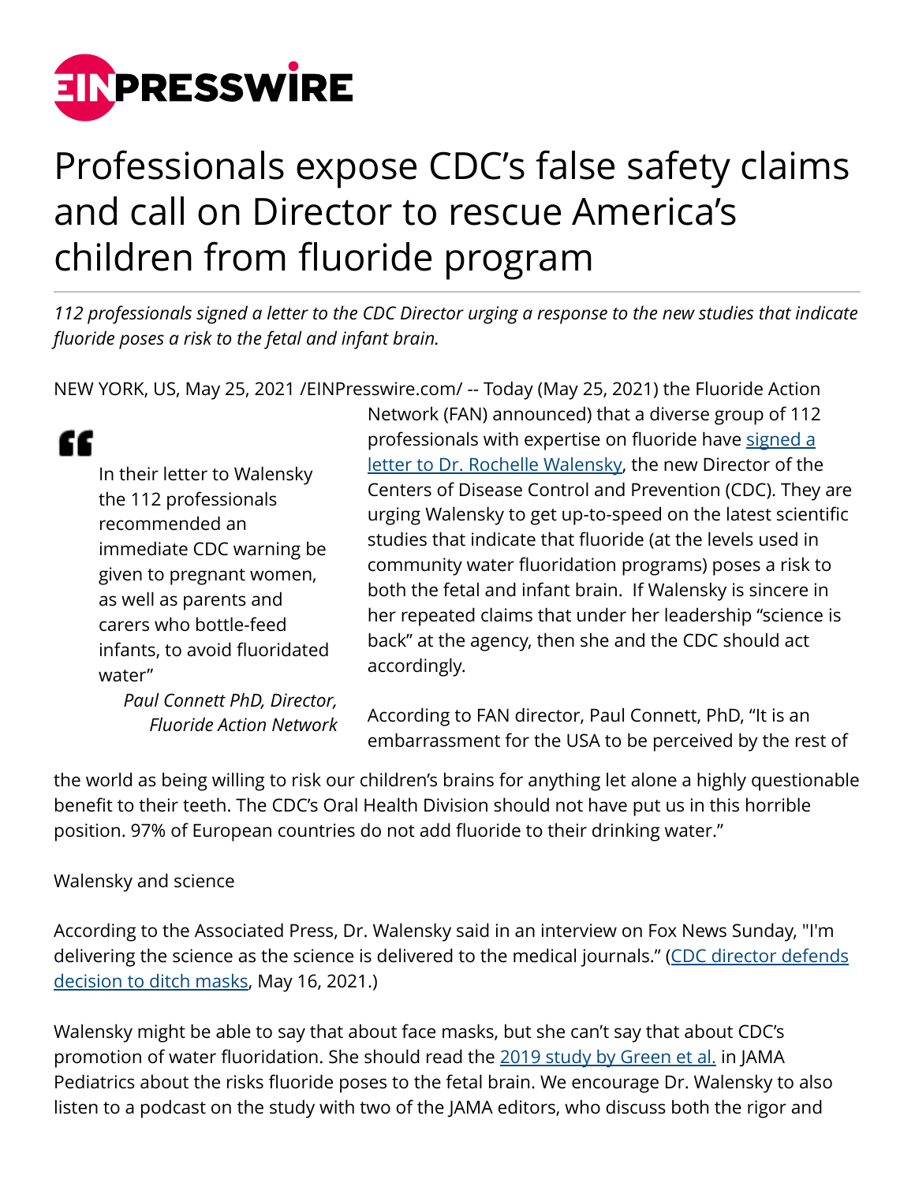# Professionals expose CDC's false safety claims and call on Director to rescue America's children from fluoride program

*112 professionals signed a letter to the CDC Director urging a response to the new studies that indicate fluoride poses a risk to the fetal and infant brain.*

NEW YORK, US, May 25, 2021 /EINPresswire.com/ -- Today (May 25, 2021) the Fluoride Action Network (FAN) announced) that a diverse group of 112 professionals with expertise on fluoride have [signed a letter to Dr. Rochelle Walensky](), the new Director of the Centers of Disease Control and Prevention (CDC). They are urging Walensky to get up-to-speed on the latest scientific studies that indicate that fluoride (at the levels used in community water fluoridation programs) poses a risk to both the fetal and infant brain. If Walensky is sincere in her repeated claims that under her leadership "science is back" at the agency, then she and the CDC should act accordingly.

> In their letter to Walensky the 112 professionals recommended an immediate CDC warning be given to pregnant women, as well as parents and carers who bottle-feed infants, to avoid fluoridated water"
>
> *Paul Connett PhD, Director, Fluoride Action Network*

According to FAN director, Paul Connett, PhD, "It is an embarrassment for the USA to be perceived by the rest of the world as being willing to risk our children's brains for anything let alone a highly questionable benefit to their teeth. The CDC's Oral Health Division should not have put us in this horrible position. 97% of European countries do not add fluoride to their drinking water."

Walensky and science

According to the Associated Press, Dr. Walensky said in an interview on Fox News Sunday, "I'm delivering the science as the science is delivered to the medical journals." ([CDC director defends decision to ditch masks](), May 16, 2021.)

Walensky might be able to say that about face masks, but she can't say that about CDC's promotion of water fluoridation. She should read the [2019 study by Green et al.]() in JAMA Pediatrics about the risks fluoride poses to the fetal brain. We encourage Dr. Walensky to also listen to a podcast on the study with two of the JAMA editors, who discuss both the rigor and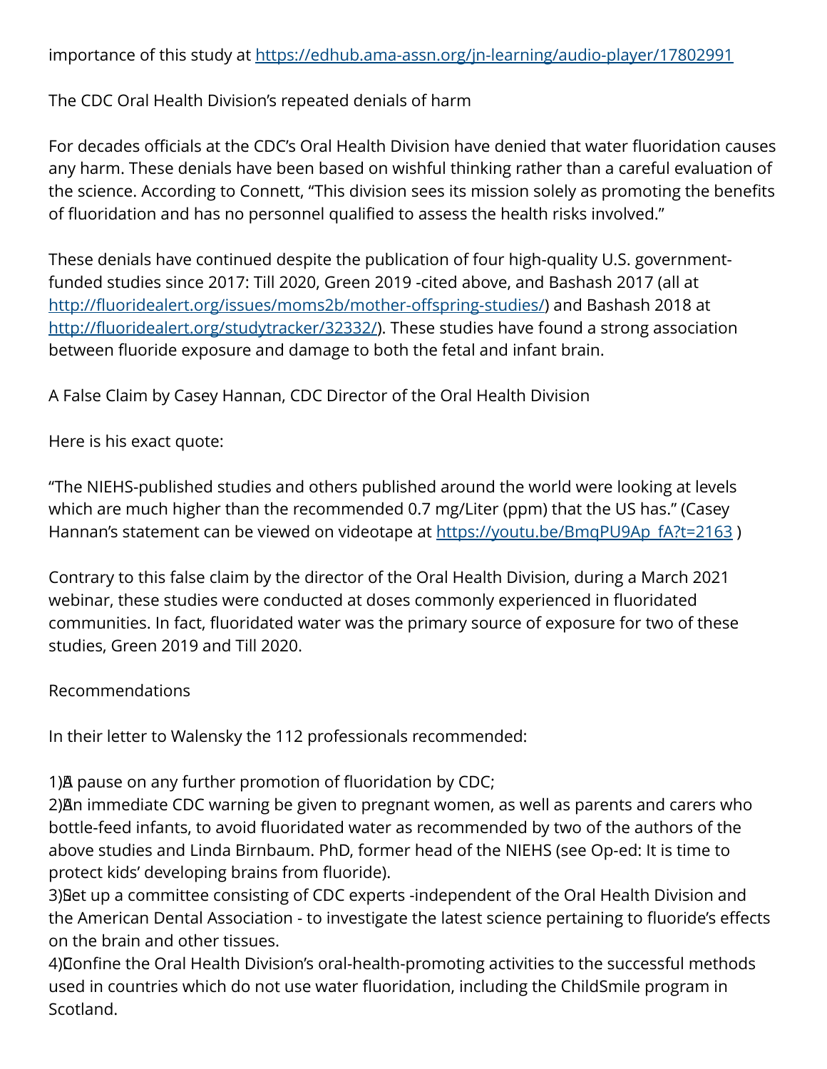importance of this study at https://edhub.ama-assn.org/jn-learning/audio-player/17802991

## The CDC Oral Health Division's repeated denials of harm

For decades officials at the CDC's Oral Health Division have denied that water fluoridation causes any harm. These denials have been based on wishful thinking rather than a careful evaluation of the science. According to Connett, "This division sees its mission solely as promoting the benefits of fluoridation and has no personnel qualified to assess the health risks involved."

These denials have continued despite the publication of four high-quality U.S. government-funded studies since 2017: Till 2020, Green 2019 -cited above, and Bashash 2017 (all at http://fluoridealert.org/issues/moms2b/mother-offspring-studies/) and Bashash 2018 at http://fluoridealert.org/studytracker/32332/). These studies have found a strong association between fluoride exposure and damage to both the fetal and infant brain.

## A False Claim by Casey Hannan, CDC Director of the Oral Health Division

Here is his exact quote:

"The NIEHS-published studies and others published around the world were looking at levels which are much higher than the recommended 0.7 mg/Liter (ppm) that the US has." (Casey Hannan's statement can be viewed on videotape at https://youtu.be/BmqPU9Ap_fA?t=2163 )

Contrary to this false claim by the director of the Oral Health Division, during a March 2021 webinar, these studies were conducted at doses commonly experienced in fluoridated communities. In fact, fluoridated water was the primary source of exposure for two of these studies, Green 2019 and Till 2020.

## Recommendations

In their letter to Walensky the 112 professionals recommended:

1) A pause on any further promotion of fluoridation by CDC;
2) An immediate CDC warning be given to pregnant women, as well as parents and carers who bottle-feed infants, to avoid fluoridated water as recommended by two of the authors of the above studies and Linda Birnbaum. PhD, former head of the NIEHS (see Op-ed: It is time to protect kids' developing brains from fluoride).
3) Set up a committee consisting of CDC experts -independent of the Oral Health Division and the American Dental Association - to investigate the latest science pertaining to fluoride's effects on the brain and other tissues.
4) Confine the Oral Health Division's oral-health-promoting activities to the successful methods used in countries which do not use water fluoridation, including the ChildSmile program in Scotland.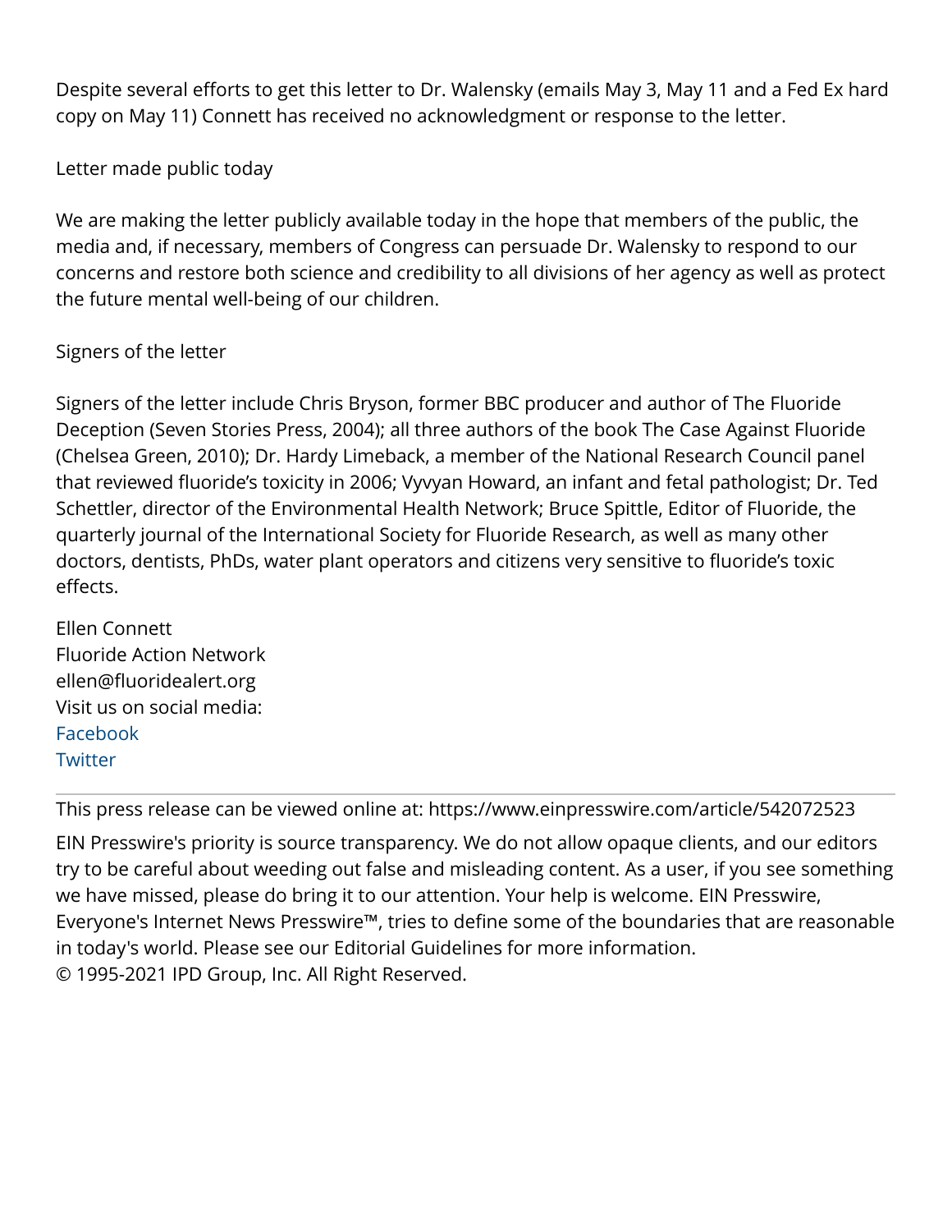Despite several efforts to get this letter to Dr. Walensky (emails May 3, May 11 and a Fed Ex hard copy on May 11) Connett has received no acknowledgment or response to the letter.

Letter made public today

We are making the letter publicly available today in the hope that members of the public, the media and, if necessary, members of Congress can persuade Dr. Walensky to respond to our concerns and restore both science and credibility to all divisions of her agency as well as protect the future mental well-being of our children.

Signers of the letter

Signers of the letter include Chris Bryson, former BBC producer and author of The Fluoride Deception (Seven Stories Press, 2004); all three authors of the book The Case Against Fluoride (Chelsea Green, 2010); Dr. Hardy Limeback, a member of the National Research Council panel that reviewed fluoride's toxicity in 2006; Vyvyan Howard, an infant and fetal pathologist; Dr. Ted Schettler, director of the Environmental Health Network; Bruce Spittle, Editor of Fluoride, the quarterly journal of the International Society for Fluoride Research, as well as many other doctors, dentists, PhDs, water plant operators and citizens very sensitive to fluoride's toxic effects.

Ellen Connett
Fluoride Action Network
ellen@fluoridealert.org
Visit us on social media:
Facebook
Twitter

---

This press release can be viewed online at: https://www.einpresswire.com/article/542072523

EIN Presswire's priority is source transparency. We do not allow opaque clients, and our editors try to be careful about weeding out false and misleading content. As a user, if you see something we have missed, please do bring it to our attention. Your help is welcome. EIN Presswire, Everyone's Internet News Presswire™, tries to define some of the boundaries that are reasonable in today's world. Please see our Editorial Guidelines for more information.
© 1995-2021 IPD Group, Inc. All Right Reserved.